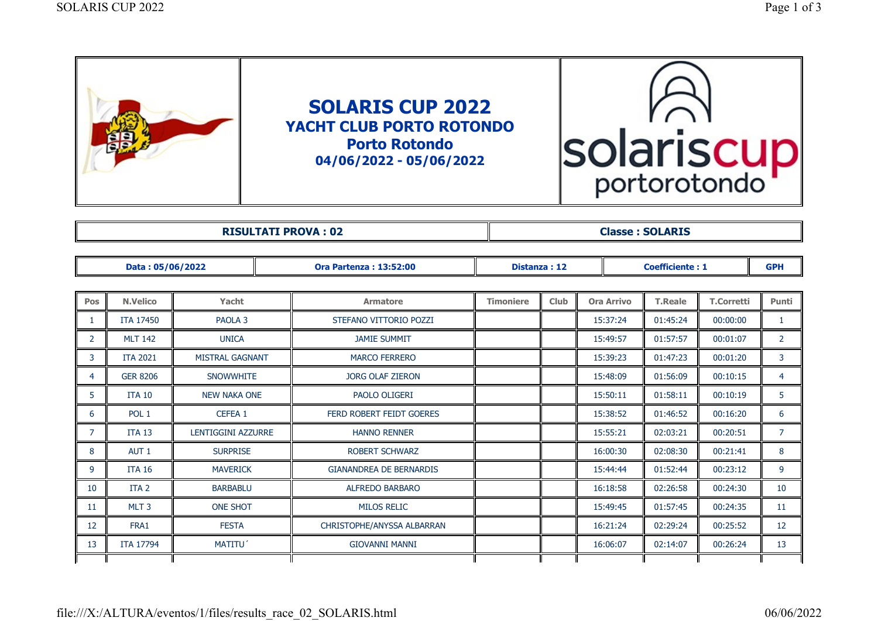# SOLARIS CUP 2022

## YACHT CLUB PORTO ROTONDO

## Porto Rotondo

## 04/06/2022 - 05/06/2022

| RISULTATI PROVA : 02 | Classe : SOLARIS |
|---|---|

| Data : 05/06/2022 | Ora Partenza : 13:52:00 | Distanza : 12 | Coefficiente : 1 | GPH |
|---|---|---|---|---|

| Pos | N.Velico | Yacht | Armatore | Timoniere | Club | Ora Arrivo | T.Reale | T.Corretti | Punti |
|---|---|---|---|---|---|---|---|---|---|
| 1 | ITA 17450 | PAOLA 3 | STEFANO VITTORIO POZZI | | | 15:37:24 | 01:45:24 | 00:00:00 | 1 |
| 2 | MLT 142 | UNICA | JAMIE SUMMIT | | | 15:49:57 | 01:57:57 | 00:01:07 | 2 |
| 3 | ITA 2021 | MISTRAL GAGNANT | MARCO FERRERO | | | 15:39:23 | 01:47:23 | 00:01:20 | 3 |
| 4 | GER 8206 | SNOWWHITE | JORG OLAF ZIERON | | | 15:48:09 | 01:56:09 | 00:10:15 | 4 |
| 5 | ITA 10 | NEW NAKA ONE | PAOLO OLIGERI | | | 15:50:11 | 01:58:11 | 00:10:19 | 5 |
| 6 | POL 1 | CEFEA 1 | FERD ROBERT FEIDT GOERES | | | 15:38:52 | 01:46:52 | 00:16:20 | 6 |
| 7 | ITA 13 | LENTIGGINI AZZURRE | HANNO RENNER | | | 15:55:21 | 02:03:21 | 00:20:51 | 7 |
| 8 | AUT 1 | SURPRISE | ROBERT SCHWARZ | | | 16:00:30 | 02:08:30 | 00:21:41 | 8 |
| 9 | ITA 16 | MAVERICK | GIANANDREA DE BERNARDIS | | | 15:44:44 | 01:52:44 | 00:23:12 | 9 |
| 10 | ITA 2 | BARBABLU | ALFREDO BARBARO | | | 16:18:58 | 02:26:58 | 00:24:30 | 10 |
| 11 | MLT 3 | ONE SHOT | MILOS RELIC | | | 15:49:45 | 01:57:45 | 00:24:35 | 11 |
| 12 | FRA1 | FESTA | CHRISTOPHE/ANYSSA ALBARRAN | | | 16:21:24 | 02:29:24 | 00:25:52 | 12 |
| 13 | ITA 17794 | MATITU´ | GIOVANNI MANNI | | | 16:06:07 | 02:14:07 | 00:26:24 | 13 |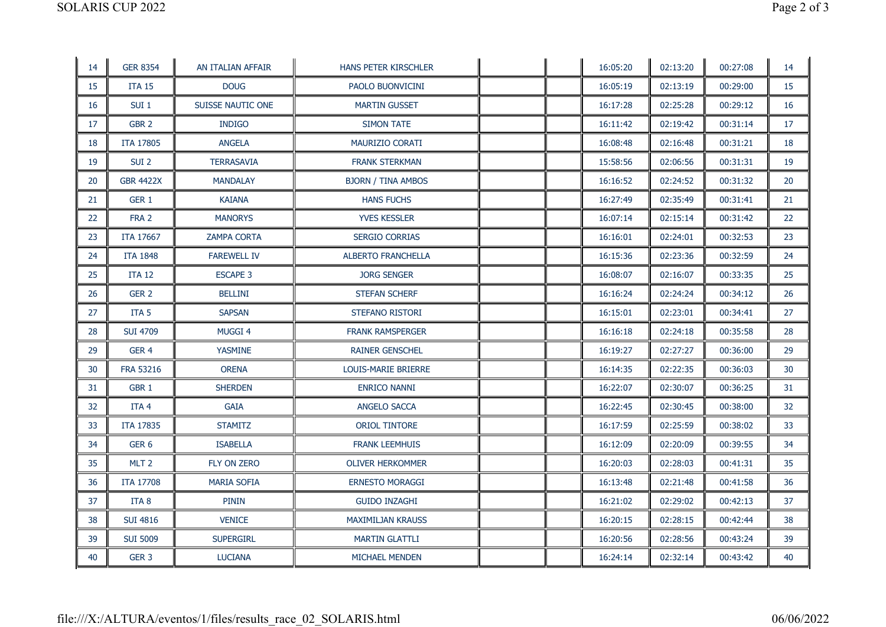| | | | | | | | | | |
|---|---|---|---|---|---|---|---|---|---|
| 14 | GER 8354 | AN ITALIAN AFFAIR | HANS PETER KIRSCHLER | | | 16:05:20 | 02:13:20 | 00:27:08 | 14 |
| 15 | ITA 15 | DOUG | PAOLO BUONVICINI | | | 16:05:19 | 02:13:19 | 00:29:00 | 15 |
| 16 | SUI 1 | SUISSE NAUTIC ONE | MARTIN GUSSET | | | 16:17:28 | 02:25:28 | 00:29:12 | 16 |
| 17 | GBR 2 | INDIGO | SIMON TATE | | | 16:11:42 | 02:19:42 | 00:31:14 | 17 |
| 18 | ITA 17805 | ANGELA | MAURIZIO CORATI | | | 16:08:48 | 02:16:48 | 00:31:21 | 18 |
| 19 | SUI 2 | TERRASAVIA | FRANK STERKMAN | | | 15:58:56 | 02:06:56 | 00:31:31 | 19 |
| 20 | GBR 4422X | MANDALAY | BJORN / TINA AMBOS | | | 16:16:52 | 02:24:52 | 00:31:32 | 20 |
| 21 | GER 1 | KAIANA | HANS FUCHS | | | 16:27:49 | 02:35:49 | 00:31:41 | 21 |
| 22 | FRA 2 | MANORYS | YVES KESSLER | | | 16:07:14 | 02:15:14 | 00:31:42 | 22 |
| 23 | ITA 17667 | ZAMPA CORTA | SERGIO CORRIAS | | | 16:16:01 | 02:24:01 | 00:32:53 | 23 |
| 24 | ITA 1848 | FAREWELL IV | ALBERTO FRANCHELLA | | | 16:15:36 | 02:23:36 | 00:32:59 | 24 |
| 25 | ITA 12 | ESCAPE 3 | JORG SENGER | | | 16:08:07 | 02:16:07 | 00:33:35 | 25 |
| 26 | GER 2 | BELLINI | STEFAN SCHERF | | | 16:16:24 | 02:24:24 | 00:34:12 | 26 |
| 27 | ITA 5 | SAPSAN | STEFANO RISTORI | | | 16:15:01 | 02:23:01 | 00:34:41 | 27 |
| 28 | SUI 4709 | MUGGI 4 | FRANK RAMSPERGER | | | 16:16:18 | 02:24:18 | 00:35:58 | 28 |
| 29 | GER 4 | YASMINE | RAINER GENSCHEL | | | 16:19:27 | 02:27:27 | 00:36:00 | 29 |
| 30 | FRA 53216 | ORENA | LOUIS-MARIE BRIERRE | | | 16:14:35 | 02:22:35 | 00:36:03 | 30 |
| 31 | GBR 1 | SHERDEN | ENRICO NANNI | | | 16:22:07 | 02:30:07 | 00:36:25 | 31 |
| 32 | ITA 4 | GAIA | ANGELO SACCA | | | 16:22:45 | 02:30:45 | 00:38:00 | 32 |
| 33 | ITA 17835 | STAMITZ | ORIOL TINTORE | | | 16:17:59 | 02:25:59 | 00:38:02 | 33 |
| 34 | GER 6 | ISABELLA | FRANK LEEMHUIS | | | 16:12:09 | 02:20:09 | 00:39:55 | 34 |
| 35 | MLT 2 | FLY ON ZERO | OLIVER HERKOMMER | | | 16:20:03 | 02:28:03 | 00:41:31 | 35 |
| 36 | ITA 17708 | MARIA SOFIA | ERNESTO MORAGGI | | | 16:13:48 | 02:21:48 | 00:41:58 | 36 |
| 37 | ITA 8 | PININ | GUIDO INZAGHI | | | 16:21:02 | 02:29:02 | 00:42:13 | 37 |
| 38 | SUI 4816 | VENICE | MAXIMILJAN KRAUSS | | | 16:20:15 | 02:28:15 | 00:42:44 | 38 |
| 39 | SUI 5009 | SUPERGIRL | MARTIN GLATTLI | | | 16:20:56 | 02:28:56 | 00:43:24 | 39 |
| 40 | GER 3 | LUCIANA | MICHAEL MENDEN | | | 16:24:14 | 02:32:14 | 00:43:42 | 40 |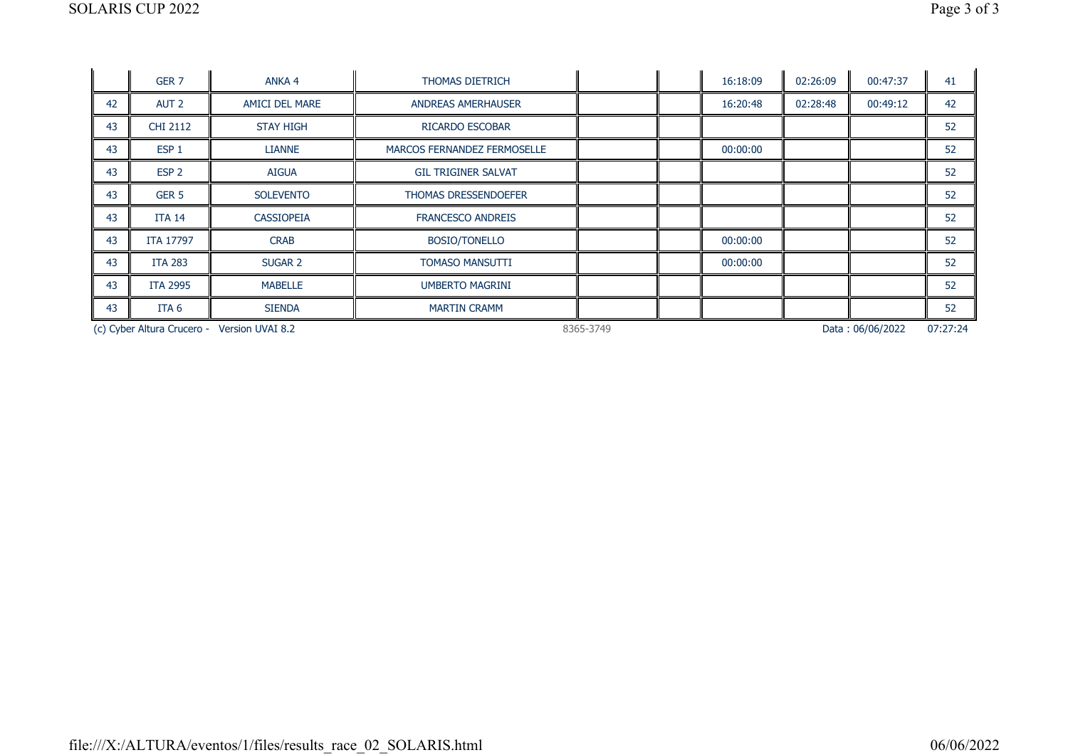| | | | | | | | | | |
|---|---|---|---|---|---|---|---|---|---|
| | GER 7 | ANKA 4 | THOMAS DIETRICH | | | 16:18:09 | 02:26:09 | 00:47:37 | 41 |
| 42 | AUT 2 | AMICI DEL MARE | ANDREAS AMERHAUSER | | | 16:20:48 | 02:28:48 | 00:49:12 | 42 |
| 43 | CHI 2112 | STAY HIGH | RICARDO ESCOBAR | | | | | | 52 |
| 43 | ESP 1 | LIANNE | MARCOS FERNANDEZ FERMOSELLE | | | 00:00:00 | | | 52 |
| 43 | ESP 2 | AIGUA | GIL TRIGINER SALVAT | | | | | | 52 |
| 43 | GER 5 | SOLEVENTO | THOMAS DRESSENDOEFER | | | | | | 52 |
| 43 | ITA 14 | CASSIOPEIA | FRANCESCO ANDREIS | | | | | | 52 |
| 43 | ITA 17797 | CRAB | BOSIO/TONELLO | | | 00:00:00 | | | 52 |
| 43 | ITA 283 | SUGAR 2 | TOMASO MANSUTTI | | | 00:00:00 | | | 52 |
| 43 | ITA 2995 | MABELLE | UMBERTO MAGRINI | | | | | | 52 |
| 43 | ITA 6 | SIENDA | MARTIN CRAMM | | | | | | 52 |

(c) Cyber Altura Crucero - Version UVAI 8.2 8365-3749 Data : 06/06/2022 07:27:24